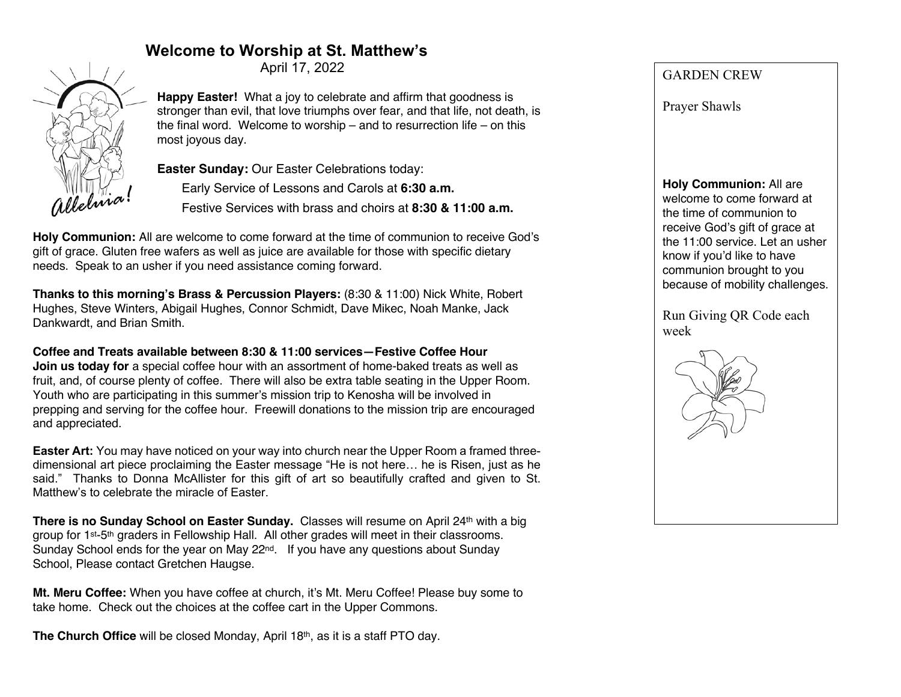# Welcome to Worship at St. Matthew's

April 17, 2022

Alleluia!

**Happy Easter!** What a joy to celebrate and affirm that goodness is stronger than evil, that love triumphs over fear, and that life, not death, is the final word. Welcome to worship – and to resurrection life – on this most joyous day.

**Easter Sunday:** Our Easter Celebrations today:

Early Service of Lessons and Carols at **6:30 a.m.**

Festive Services with brass and choirs at **8:30 & 11:00 a.m.**

**Holy Communion:** All are welcome to come forward at the time of communion to receive God's gift of grace. Gluten free wafers as well as juice are available for those with specific dietary needs. Speak to an usher if you need assistance coming forward.

**Thanks to this morning's Brass & Percussion Players:** (8:30 & 11:00) Nick White, Robert Hughes, Steve Winters, Abigail Hughes, Connor Schmidt, Dave Mikec, Noah Manke, Jack Dankwardt, and Brian Smith.

**Coffee and Treats available between 8:30 & 11:00 services—Festive Coffee Hour**

**Join us today for** a special coffee hour with an assortment of home-baked treats as well as fruit, and, of course plenty of coffee. There will also be extra table seating in the Upper Room. Youth who are participating in this summer's mission trip to Kenosha will be involved in prepping and serving for the coffee hour. Freewill donations to the mission trip are encouraged and appreciated.

**Easter Art:** You may have noticed on your way into church near the Upper Room a framed three-dimensional art piece proclaiming the Easter message "He is not here… he is Risen, just as he said." Thanks to Donna McAllister for this gift of art so beautifully crafted and given to St. Matthew's to celebrate the miracle of Easter.

**There is no Sunday School on Easter Sunday.** Classes will resume on April 24th with a big group for 1st-5th graders in Fellowship Hall. All other grades will meet in their classrooms. Sunday School ends for the year on May 22nd. If you have any questions about Sunday School, Please contact Gretchen Haugse.

**Mt. Meru Coffee:** When you have coffee at church, it's Mt. Meru Coffee! Please buy some to take home. Check out the choices at the coffee cart in the Upper Commons.

**The Church Office** will be closed Monday, April 18th, as it is a staff PTO day.

GARDEN CREW

Prayer Shawls

**Holy Communion:** All are welcome to come forward at the time of communion to receive God's gift of grace at the 11:00 service. Let an usher know if you'd like to have communion brought to you because of mobility challenges.

Run Giving QR Code each week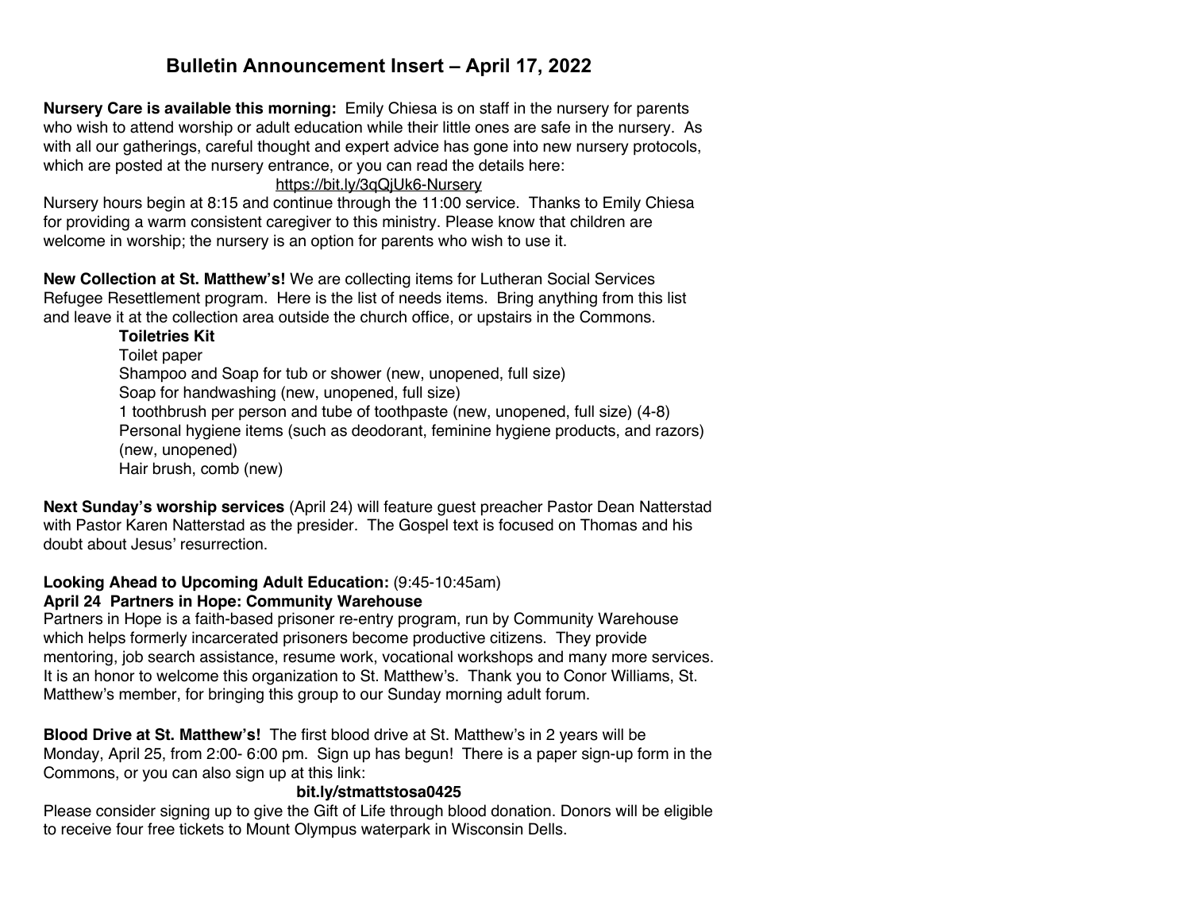# Bulletin Announcement Insert – April 17, 2022

**Nursery Care is available this morning:** Emily Chiesa is on staff in the nursery for parents who wish to attend worship or adult education while their little ones are safe in the nursery. As with all our gatherings, careful thought and expert advice has gone into new nursery protocols, which are posted at the nursery entrance, or you can read the details here:

https://bit.ly/3qQjUk6-Nursery

Nursery hours begin at 8:15 and continue through the 11:00 service. Thanks to Emily Chiesa for providing a warm consistent caregiver to this ministry. Please know that children are welcome in worship; the nursery is an option for parents who wish to use it.

**New Collection at St. Matthew's!** We are collecting items for Lutheran Social Services Refugee Resettlement program. Here is the list of needs items. Bring anything from this list and leave it at the collection area outside the church office, or upstairs in the Commons.

**Toiletries Kit**

- Toilet paper
- Shampoo and Soap for tub or shower (new, unopened, full size)
- Soap for handwashing (new, unopened, full size)
- 1 toothbrush per person and tube of toothpaste (new, unopened, full size) (4-8)
- Personal hygiene items (such as deodorant, feminine hygiene products, and razors) (new, unopened)
- Hair brush, comb (new)

**Next Sunday's worship services** (April 24) will feature guest preacher Pastor Dean Natterstad with Pastor Karen Natterstad as the presider. The Gospel text is focused on Thomas and his doubt about Jesus' resurrection.

**Looking Ahead to Upcoming Adult Education:** (9:45-10:45am)
**April 24 Partners in Hope: Community Warehouse**
Partners in Hope is a faith-based prisoner re-entry program, run by Community Warehouse which helps formerly incarcerated prisoners become productive citizens. They provide mentoring, job search assistance, resume work, vocational workshops and many more services. It is an honor to welcome this organization to St. Matthew's. Thank you to Conor Williams, St. Matthew's member, for bringing this group to our Sunday morning adult forum.

**Blood Drive at St. Matthew's!** The first blood drive at St. Matthew's in 2 years will be Monday, April 25, from 2:00- 6:00 pm. Sign up has begun! There is a paper sign-up form in the Commons, or you can also sign up at this link:

**bit.ly/stmattstosa0425**

Please consider signing up to give the Gift of Life through blood donation. Donors will be eligible to receive four free tickets to Mount Olympus waterpark in Wisconsin Dells.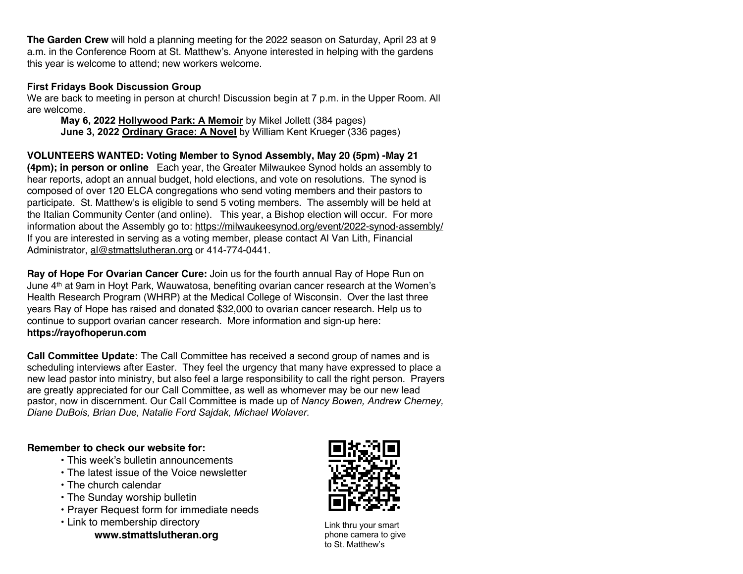**The Garden Crew** will hold a planning meeting for the 2022 season on Saturday, April 23 at 9 a.m. in the Conference Room at St. Matthew's. Anyone interested in helping with the gardens this year is welcome to attend; new workers welcome.

**First Fridays Book Discussion Group**

We are back to meeting in person at church! Discussion begin at 7 p.m. in the Upper Room. All are welcome.

> **May 6, 2022 Hollywood Park: A Memoir** by Mikel Jollett (384 pages)
> **June 3, 2022 Ordinary Grace: A Novel** by William Kent Krueger (336 pages)

**VOLUNTEERS WANTED: Voting Member to Synod Assembly, May 20 (5pm) -May 21 (4pm); in person or online** Each year, the Greater Milwaukee Synod holds an assembly to hear reports, adopt an annual budget, hold elections, and vote on resolutions. The synod is composed of over 120 ELCA congregations who send voting members and their pastors to participate. St. Matthew's is eligible to send 5 voting members. The assembly will be held at the Italian Community Center (and online). This year, a Bishop election will occur. For more information about the Assembly go to: https://milwaukeesynod.org/event/2022-synod-assembly/ If you are interested in serving as a voting member, please contact Al Van Lith, Financial Administrator, al@stmattslutheran.org or 414-774-0441.

**Ray of Hope For Ovarian Cancer Cure:** Join us for the fourth annual Ray of Hope Run on June 4th at 9am in Hoyt Park, Wauwatosa, benefiting ovarian cancer research at the Women's Health Research Program (WHRP) at the Medical College of Wisconsin. Over the last three years Ray of Hope has raised and donated $32,000 to ovarian cancer research. Help us to continue to support ovarian cancer research. More information and sign-up here: **https://rayofhoperun.com**

**Call Committee Update:** The Call Committee has received a second group of names and is scheduling interviews after Easter. They feel the urgency that many have expressed to place a new lead pastor into ministry, but also feel a large responsibility to call the right person. Prayers are greatly appreciated for our Call Committee, as well as whomever may be our new lead pastor, now in discernment. Our Call Committee is made up of *Nancy Bowen, Andrew Cherney, Diane DuBois, Brian Due, Natalie Ford Sajdak, Michael Wolaver.*

**Remember to check our website for:**

- This week's bulletin announcements
- The latest issue of the Voice newsletter
- The church calendar
- The Sunday worship bulletin
- Prayer Request form for immediate needs
- Link to membership directory

**www.stmattslutheran.org**

Link thru your smart phone camera to give to St. Matthew's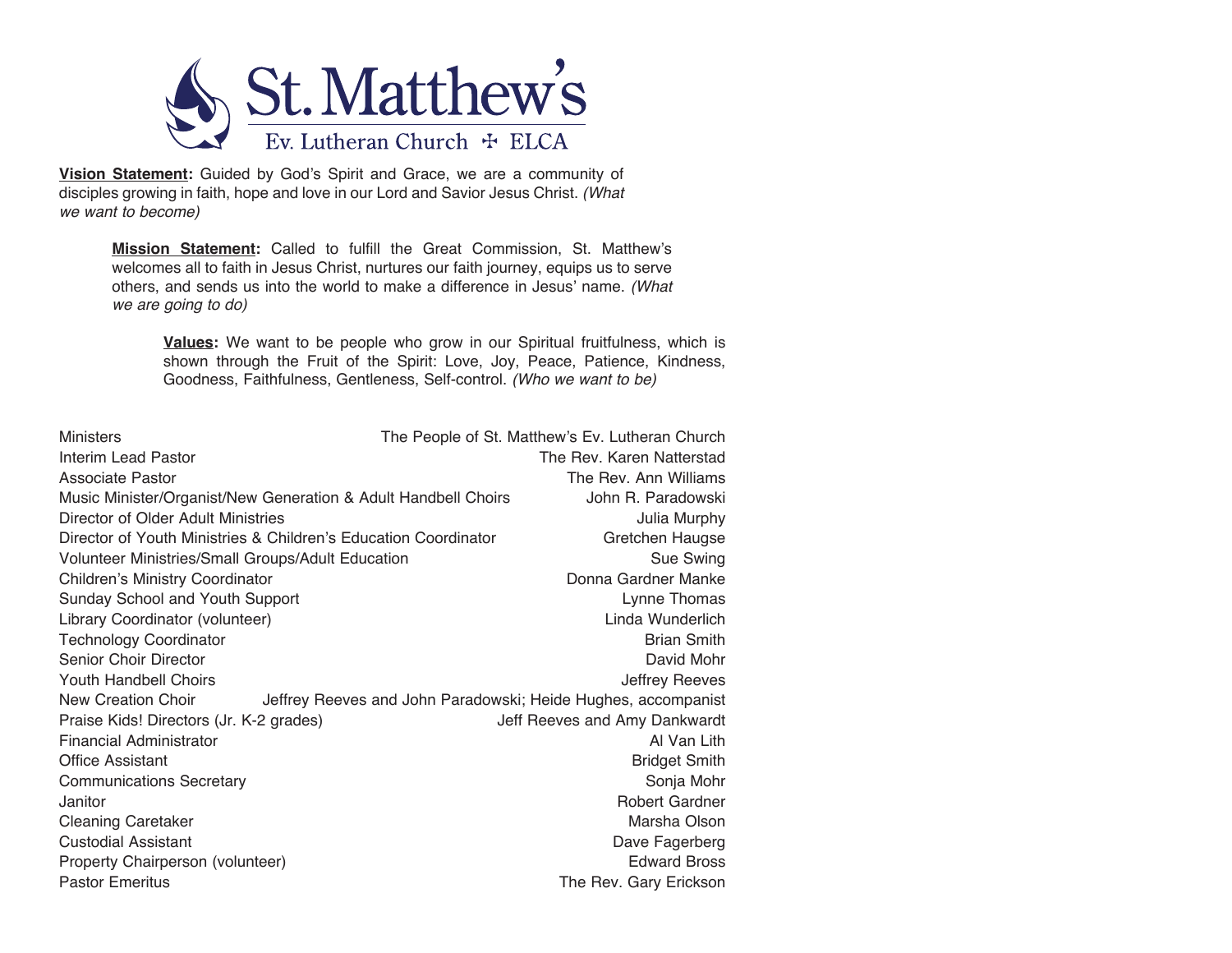# St. Matthew's

Ev. Lutheran Church ✠ ELCA

**Vision Statement:** Guided by God's Spirit and Grace, we are a community of disciples growing in faith, hope and love in our Lord and Savior Jesus Christ. *(What we want to become)*

**Mission Statement:** Called to fulfill the Great Commission, St. Matthew's welcomes all to faith in Jesus Christ, nurtures our faith journey, equips us to serve others, and sends us into the world to make a difference in Jesus' name. *(What we are going to do)*

**Values:** We want to be people who grow in our Spiritual fruitfulness, which is shown through the Fruit of the Spirit: Love, Joy, Peace, Patience, Kindness, Goodness, Faithfulness, Gentleness, Self-control. *(Who we want to be)*

| | |
|---|---|
| Ministers | The People of St. Matthew's Ev. Lutheran Church |
| Interim Lead Pastor | The Rev. Karen Natterstad |
| Associate Pastor | The Rev. Ann Williams |
| Music Minister/Organist/New Generation & Adult Handbell Choirs | John R. Paradowski |
| Director of Older Adult Ministries | Julia Murphy |
| Director of Youth Ministries & Children's Education Coordinator | Gretchen Haugse |
| Volunteer Ministries/Small Groups/Adult Education | Sue Swing |
| Children's Ministry Coordinator | Donna Gardner Manke |
| Sunday School and Youth Support | Lynne Thomas |
| Library Coordinator (volunteer) | Linda Wunderlich |
| Technology Coordinator | Brian Smith |
| Senior Choir Director | David Mohr |
| Youth Handbell Choirs | Jeffrey Reeves |
| New Creation Choir | Jeffrey Reeves and John Paradowski; Heide Hughes, accompanist |
| Praise Kids! Directors (Jr. K-2 grades) | Jeff Reeves and Amy Dankwardt |
| Financial Administrator | Al Van Lith |
| Office Assistant | Bridget Smith |
| Communications Secretary | Sonja Mohr |
| Janitor | Robert Gardner |
| Cleaning Caretaker | Marsha Olson |
| Custodial Assistant | Dave Fagerberg |
| Property Chairperson (volunteer) | Edward Bross |
| Pastor Emeritus | The Rev. Gary Erickson |